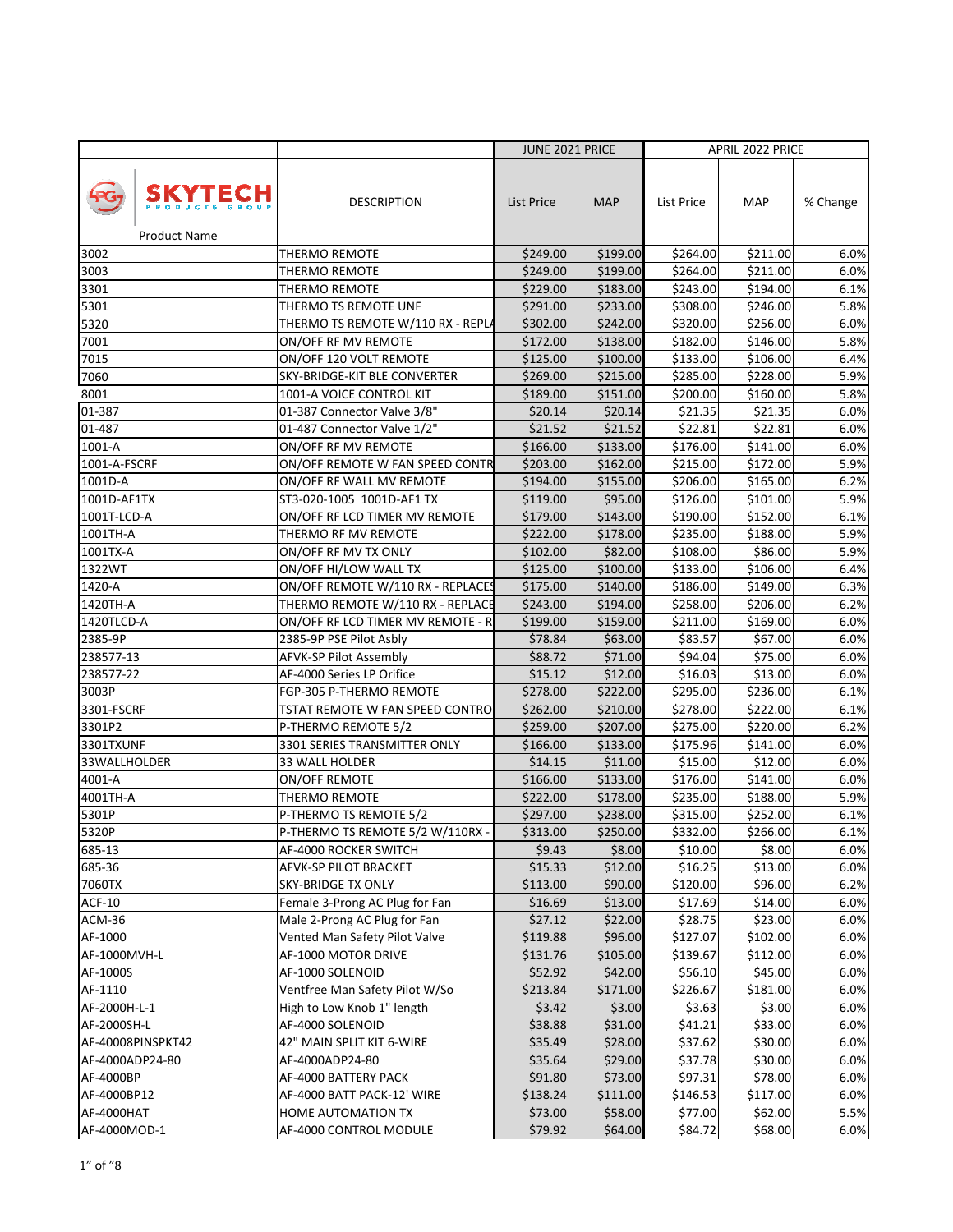| | | JUNE 2021 PRICE | | APRIL 2022 PRICE | | |
|---|---|---|---|---|---|---|
| SKYTECH PRODUCTS GROUP Product Name | DESCRIPTION | List Price | MAP | List Price | MAP | % Change |
| 3002 | THERMO REMOTE | $249.00 | $199.00 | $264.00 | $211.00 | 6.0% |
| 3003 | THERMO REMOTE | $249.00 | $199.00 | $264.00 | $211.00 | 6.0% |
| 3301 | THERMO REMOTE | $229.00 | $183.00 | $243.00 | $194.00 | 6.1% |
| 5301 | THERMO TS REMOTE UNF | $291.00 | $233.00 | $308.00 | $246.00 | 5.8% |
| 5320 | THERMO TS REMOTE W/110 RX - REPLA | $302.00 | $242.00 | $320.00 | $256.00 | 6.0% |
| 7001 | ON/OFF RF MV REMOTE | $172.00 | $138.00 | $182.00 | $146.00 | 5.8% |
| 7015 | ON/OFF 120 VOLT REMOTE | $125.00 | $100.00 | $133.00 | $106.00 | 6.4% |
| 7060 | SKY-BRIDGE-KIT BLE CONVERTER | $269.00 | $215.00 | $285.00 | $228.00 | 5.9% |
| 8001 | 1001-A VOICE CONTROL KIT | $189.00 | $151.00 | $200.00 | $160.00 | 5.8% |
| 01-387 | 01-387 Connector Valve 3/8" | $20.14 | $20.14 | $21.35 | $21.35 | 6.0% |
| 01-487 | 01-487 Connector Valve 1/2" | $21.52 | $21.52 | $22.81 | $22.81 | 6.0% |
| 1001-A | ON/OFF RF MV REMOTE | $166.00 | $133.00 | $176.00 | $141.00 | 6.0% |
| 1001-A-FSCRF | ON/OFF REMOTE W FAN SPEED CONTR | $203.00 | $162.00 | $215.00 | $172.00 | 5.9% |
| 1001D-A | ON/OFF RF WALL MV REMOTE | $194.00 | $155.00 | $206.00 | $165.00 | 6.2% |
| 1001D-AF1TX | ST3-020-1005 1001D-AF1 TX | $119.00 | $95.00 | $126.00 | $101.00 | 5.9% |
| 1001T-LCD-A | ON/OFF RF LCD TIMER MV REMOTE | $179.00 | $143.00 | $190.00 | $152.00 | 6.1% |
| 1001TH-A | THERMO RF MV REMOTE | $222.00 | $178.00 | $235.00 | $188.00 | 5.9% |
| 1001TX-A | ON/OFF RF MV TX ONLY | $102.00 | $82.00 | $108.00 | $86.00 | 5.9% |
| 1322WT | ON/OFF HI/LOW WALL TX | $125.00 | $100.00 | $133.00 | $106.00 | 6.4% |
| 1420-A | ON/OFF REMOTE W/110 RX - REPLACES | $175.00 | $140.00 | $186.00 | $149.00 | 6.3% |
| 1420TH-A | THERMO REMOTE W/110 RX - REPLACE | $243.00 | $194.00 | $258.00 | $206.00 | 6.2% |
| 1420TLCD-A | ON/OFF RF LCD TIMER MV REMOTE - R | $199.00 | $159.00 | $211.00 | $169.00 | 6.0% |
| 2385-9P | 2385-9P PSE Pilot Asbly | $78.84 | $63.00 | $83.57 | $67.00 | 6.0% |
| 238577-13 | AFVK-SP Pilot Assembly | $88.72 | $71.00 | $94.04 | $75.00 | 6.0% |
| 238577-22 | AF-4000 Series LP Orifice | $15.12 | $12.00 | $16.03 | $13.00 | 6.0% |
| 3003P | FGP-305 P-THERMO REMOTE | $278.00 | $222.00 | $295.00 | $236.00 | 6.1% |
| 3301-FSCRF | TSTAT REMOTE W FAN SPEED CONTRO | $262.00 | $210.00 | $278.00 | $222.00 | 6.1% |
| 3301P2 | P-THERMO REMOTE 5/2 | $259.00 | $207.00 | $275.00 | $220.00 | 6.2% |
| 3301TXUNF | 3301 SERIES TRANSMITTER ONLY | $166.00 | $133.00 | $175.96 | $141.00 | 6.0% |
| 33WALLHOLDER | 33 WALL HOLDER | $14.15 | $11.00 | $15.00 | $12.00 | 6.0% |
| 4001-A | ON/OFF REMOTE | $166.00 | $133.00 | $176.00 | $141.00 | 6.0% |
| 4001TH-A | THERMO REMOTE | $222.00 | $178.00 | $235.00 | $188.00 | 5.9% |
| 5301P | P-THERMO TS REMOTE 5/2 | $297.00 | $238.00 | $315.00 | $252.00 | 6.1% |
| 5320P | P-THERMO TS REMOTE 5/2 W/110RX - | $313.00 | $250.00 | $332.00 | $266.00 | 6.1% |
| 685-13 | AF-4000 ROCKER SWITCH | $9.43 | $8.00 | $10.00 | $8.00 | 6.0% |
| 685-36 | AFVK-SP PILOT BRACKET | $15.33 | $12.00 | $16.25 | $13.00 | 6.0% |
| 7060TX | SKY-BRIDGE TX ONLY | $113.00 | $90.00 | $120.00 | $96.00 | 6.2% |
| ACF-10 | Female 3-Prong AC Plug for Fan | $16.69 | $13.00 | $17.69 | $14.00 | 6.0% |
| ACM-36 | Male 2-Prong AC Plug for Fan | $27.12 | $22.00 | $28.75 | $23.00 | 6.0% |
| AF-1000 | Vented Man Safety Pilot Valve | $119.88 | $96.00 | $127.07 | $102.00 | 6.0% |
| AF-1000MVH-L | AF-1000 MOTOR DRIVE | $131.76 | $105.00 | $139.67 | $112.00 | 6.0% |
| AF-1000S | AF-1000 SOLENOID | $52.92 | $42.00 | $56.10 | $45.00 | 6.0% |
| AF-1110 | Ventfree Man Safety Pilot W/So | $213.84 | $171.00 | $226.67 | $181.00 | 6.0% |
| AF-2000H-L-1 | High to Low Knob 1" length | $3.42 | $3.00 | $3.63 | $3.00 | 6.0% |
| AF-2000SH-L | AF-4000 SOLENOID | $38.88 | $31.00 | $41.21 | $33.00 | 6.0% |
| AF-40008PINSPKT42 | 42" MAIN SPLIT KIT 6-WIRE | $35.49 | $28.00 | $37.62 | $30.00 | 6.0% |
| AF-4000ADP24-80 | AF-4000ADP24-80 | $35.64 | $29.00 | $37.78 | $30.00 | 6.0% |
| AF-4000BP | AF-4000 BATTERY PACK | $91.80 | $73.00 | $97.31 | $78.00 | 6.0% |
| AF-4000BP12 | AF-4000 BATT PACK-12' WIRE | $138.24 | $111.00 | $146.53 | $117.00 | 6.0% |
| AF-4000HAT | HOME AUTOMATION TX | $73.00 | $58.00 | $77.00 | $62.00 | 5.5% |
| AF-4000MOD-1 | AF-4000 CONTROL MODULE | $79.92 | $64.00 | $84.72 | $68.00 | 6.0% |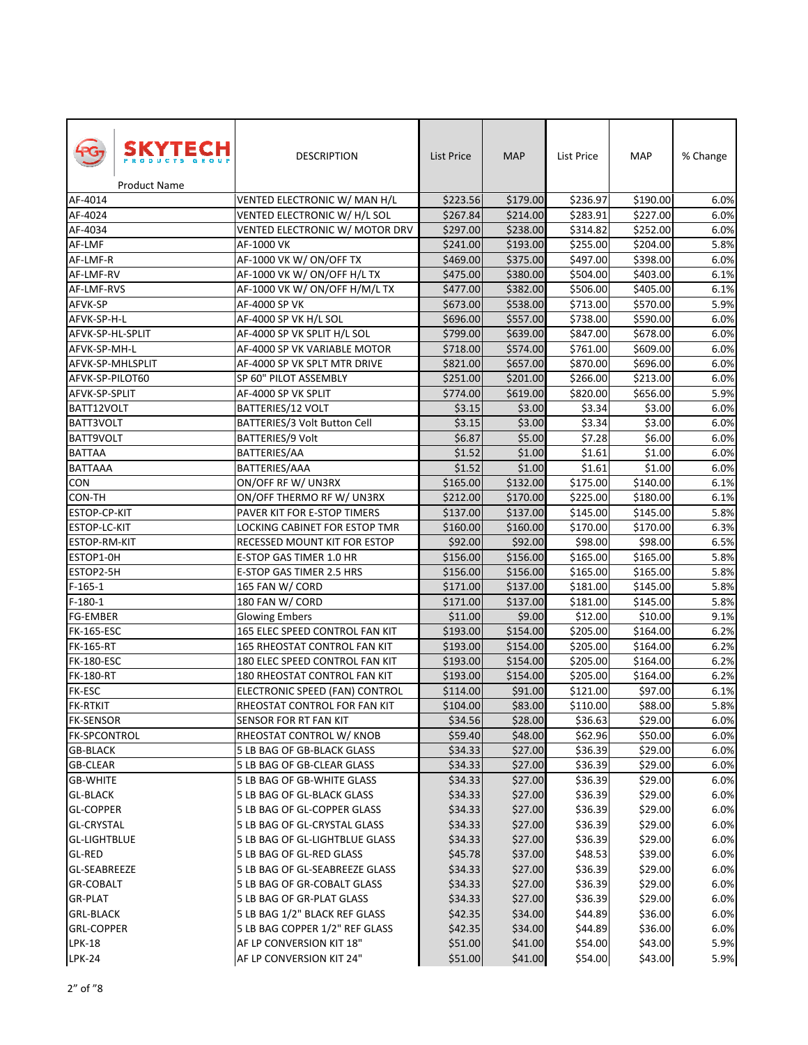| SKYTECH PRODUCTS GROUP Product Name | DESCRIPTION | List Price | MAP | List Price | MAP | % Change |
|---|---|---|---|---|---|---|
| AF-4014 | VENTED ELECTRONIC W/ MAN H/L | $223.56 | $179.00 | $236.97 | $190.00 | 6.0% |
| AF-4024 | VENTED ELECTRONIC W/ H/L SOL | $267.84 | $214.00 | $283.91 | $227.00 | 6.0% |
| AF-4034 | VENTED ELECTRONIC W/ MOTOR DRV | $297.00 | $238.00 | $314.82 | $252.00 | 6.0% |
| AF-LMF | AF-1000 VK | $241.00 | $193.00 | $255.00 | $204.00 | 5.8% |
| AF-LMF-R | AF-1000 VK W/ ON/OFF TX | $469.00 | $375.00 | $497.00 | $398.00 | 6.0% |
| AF-LMF-RV | AF-1000 VK W/ ON/OFF H/L TX | $475.00 | $380.00 | $504.00 | $403.00 | 6.1% |
| AF-LMF-RVS | AF-1000 VK W/ ON/OFF H/M/L TX | $477.00 | $382.00 | $506.00 | $405.00 | 6.1% |
| AFVK-SP | AF-4000 SP VK | $673.00 | $538.00 | $713.00 | $570.00 | 5.9% |
| AFVK-SP-H-L | AF-4000 SP VK H/L SOL | $696.00 | $557.00 | $738.00 | $590.00 | 6.0% |
| AFVK-SP-HL-SPLIT | AF-4000 SP VK SPLIT H/L SOL | $799.00 | $639.00 | $847.00 | $678.00 | 6.0% |
| AFVK-SP-MH-L | AF-4000 SP VK VARIABLE MOTOR | $718.00 | $574.00 | $761.00 | $609.00 | 6.0% |
| AFVK-SP-MHLSPLIT | AF-4000 SP VK SPLT MTR DRIVE | $821.00 | $657.00 | $870.00 | $696.00 | 6.0% |
| AFVK-SP-PILOT60 | SP 60" PILOT ASSEMBLY | $251.00 | $201.00 | $266.00 | $213.00 | 6.0% |
| AFVK-SP-SPLIT | AF-4000 SP VK SPLIT | $774.00 | $619.00 | $820.00 | $656.00 | 5.9% |
| BATT12VOLT | BATTERIES/12 VOLT | $3.15 | $3.00 | $3.34 | $3.00 | 6.0% |
| BATT3VOLT | BATTERIES/3 Volt Button Cell | $3.15 | $3.00 | $3.34 | $3.00 | 6.0% |
| BATT9VOLT | BATTERIES/9 Volt | $6.87 | $5.00 | $7.28 | $6.00 | 6.0% |
| BATTAA | BATTERIES/AA | $1.52 | $1.00 | $1.61 | $1.00 | 6.0% |
| BATTAAA | BATTERIES/AAA | $1.52 | $1.00 | $1.61 | $1.00 | 6.0% |
| CON | ON/OFF RF W/ UN3RX | $165.00 | $132.00 | $175.00 | $140.00 | 6.1% |
| CON-TH | ON/OFF THERMO RF W/ UN3RX | $212.00 | $170.00 | $225.00 | $180.00 | 6.1% |
| ESTOP-CP-KIT | PAVER KIT FOR E-STOP TIMERS | $137.00 | $137.00 | $145.00 | $145.00 | 5.8% |
| ESTOP-LC-KIT | LOCKING CABINET FOR ESTOP TMR | $160.00 | $160.00 | $170.00 | $170.00 | 6.3% |
| ESTOP-RM-KIT | RECESSED MOUNT KIT FOR ESTOP | $92.00 | $92.00 | $98.00 | $98.00 | 6.5% |
| ESTOP1-0H | E-STOP GAS TIMER 1.0 HR | $156.00 | $156.00 | $165.00 | $165.00 | 5.8% |
| ESTOP2-5H | E-STOP GAS TIMER 2.5 HRS | $156.00 | $156.00 | $165.00 | $165.00 | 5.8% |
| F-165-1 | 165 FAN W/ CORD | $171.00 | $137.00 | $181.00 | $145.00 | 5.8% |
| F-180-1 | 180 FAN W/ CORD | $171.00 | $137.00 | $181.00 | $145.00 | 5.8% |
| FG-EMBER | Glowing Embers | $11.00 | $9.00 | $12.00 | $10.00 | 9.1% |
| FK-165-ESC | 165 ELEC SPEED CONTROL FAN KIT | $193.00 | $154.00 | $205.00 | $164.00 | 6.2% |
| FK-165-RT | 165 RHEOSTAT CONTROL FAN KIT | $193.00 | $154.00 | $205.00 | $164.00 | 6.2% |
| FK-180-ESC | 180 ELEC SPEED CONTROL FAN KIT | $193.00 | $154.00 | $205.00 | $164.00 | 6.2% |
| FK-180-RT | 180 RHEOSTAT CONTROL FAN KIT | $193.00 | $154.00 | $205.00 | $164.00 | 6.2% |
| FK-ESC | ELECTRONIC SPEED (FAN) CONTROL | $114.00 | $91.00 | $121.00 | $97.00 | 6.1% |
| FK-RTKIT | RHEOSTAT CONTROL FOR FAN KIT | $104.00 | $83.00 | $110.00 | $88.00 | 5.8% |
| FK-SENSOR | SENSOR FOR RT FAN KIT | $34.56 | $28.00 | $36.63 | $29.00 | 6.0% |
| FK-SPCONTROL | RHEOSTAT CONTROL W/ KNOB | $59.40 | $48.00 | $62.96 | $50.00 | 6.0% |
| GB-BLACK | 5 LB BAG OF GB-BLACK GLASS | $34.33 | $27.00 | $36.39 | $29.00 | 6.0% |
| GB-CLEAR | 5 LB BAG OF GB-CLEAR GLASS | $34.33 | $27.00 | $36.39 | $29.00 | 6.0% |
| GB-WHITE | 5 LB BAG OF GB-WHITE GLASS | $34.33 | $27.00 | $36.39 | $29.00 | 6.0% |
| GL-BLACK | 5 LB BAG OF GL-BLACK GLASS | $34.33 | $27.00 | $36.39 | $29.00 | 6.0% |
| GL-COPPER | 5 LB BAG OF GL-COPPER GLASS | $34.33 | $27.00 | $36.39 | $29.00 | 6.0% |
| GL-CRYSTAL | 5 LB BAG OF GL-CRYSTAL GLASS | $34.33 | $27.00 | $36.39 | $29.00 | 6.0% |
| GL-LIGHTBLUE | 5 LB BAG OF GL-LIGHTBLUE GLASS | $34.33 | $27.00 | $36.39 | $29.00 | 6.0% |
| GL-RED | 5 LB BAG OF GL-RED GLASS | $45.78 | $37.00 | $48.53 | $39.00 | 6.0% |
| GL-SEABREEZE | 5 LB BAG OF GL-SEABREEZE GLASS | $34.33 | $27.00 | $36.39 | $29.00 | 6.0% |
| GR-COBALT | 5 LB BAG OF GR-COBALT GLASS | $34.33 | $27.00 | $36.39 | $29.00 | 6.0% |
| GR-PLAT | 5 LB BAG OF GR-PLAT GLASS | $34.33 | $27.00 | $36.39 | $29.00 | 6.0% |
| GRL-BLACK | 5 LB BAG 1/2" BLACK REF GLASS | $42.35 | $34.00 | $44.89 | $36.00 | 6.0% |
| GRL-COPPER | 5 LB BAG COPPER 1/2" REF GLASS | $42.35 | $34.00 | $44.89 | $36.00 | 6.0% |
| LPK-18 | AF LP CONVERSION KIT 18" | $51.00 | $41.00 | $54.00 | $43.00 | 5.9% |
| LPK-24 | AF LP CONVERSION KIT 24" | $51.00 | $41.00 | $54.00 | $43.00 | 5.9% |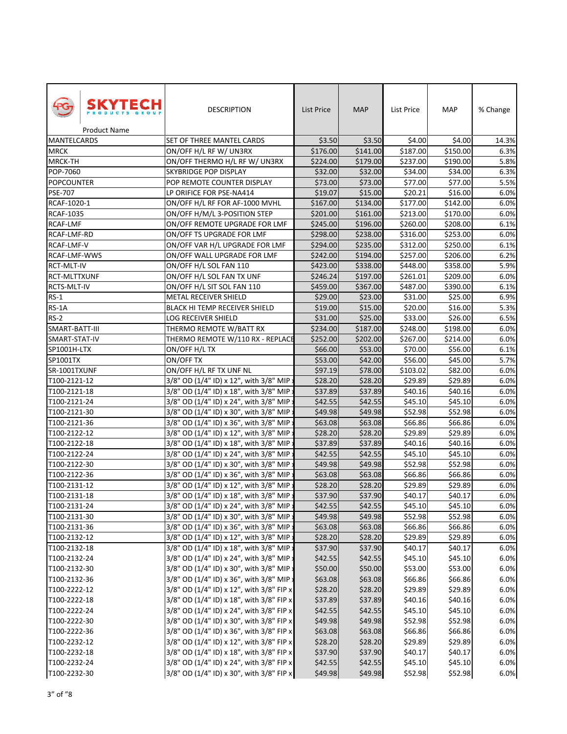| SKYTECH PRODUCTS GROUP Product Name | DESCRIPTION | List Price | MAP | List Price | MAP | % Change |
|---|---|---|---|---|---|---|
| MANTELCARDS | SET OF THREE MANTEL CARDS | $3.50 | $3.50 | $4.00 | $4.00 | 14.3% |
| MRCK | ON/OFF H/L RF W/ UN3RX | $176.00 | $141.00 | $187.00 | $150.00 | 6.3% |
| MRCK-TH | ON/OFF THERMO H/L RF W/ UN3RX | $224.00 | $179.00 | $237.00 | $190.00 | 5.8% |
| POP-7060 | SKYBRIDGE POP DISPLAY | $32.00 | $32.00 | $34.00 | $34.00 | 6.3% |
| POPCOUNTER | POP REMOTE COUNTER DISPLAY | $73.00 | $73.00 | $77.00 | $77.00 | 5.5% |
| PSE-707 | LP ORIFICE FOR PSE-NA414 | $19.07 | $15.00 | $20.21 | $16.00 | 6.0% |
| RCAF-1020-1 | ON/OFF H/L RF FOR AF-1000 MVHL | $167.00 | $134.00 | $177.00 | $142.00 | 6.0% |
| RCAF-1035 | ON/OFF H/M/L 3-POSITION STEP | $201.00 | $161.00 | $213.00 | $170.00 | 6.0% |
| RCAF-LMF | ON/OFF REMOTE UPGRADE FOR LMF | $245.00 | $196.00 | $260.00 | $208.00 | 6.1% |
| RCAF-LMF-RD | ON/OFF TS UPGRADE FOR LMF | $298.00 | $238.00 | $316.00 | $253.00 | 6.0% |
| RCAF-LMF-V | ON/OFF VAR H/L UPGRADE FOR LMF | $294.00 | $235.00 | $312.00 | $250.00 | 6.1% |
| RCAF-LMF-WWS | ON/OFF WALL UPGRADE FOR LMF | $242.00 | $194.00 | $257.00 | $206.00 | 6.2% |
| RCT-MLT-IV | ON/OFF H/L SOL FAN 110 | $423.00 | $338.00 | $448.00 | $358.00 | 5.9% |
| RCT-MLTTXUNF | ON/OFF H/L SOL FAN TX UNF | $246.24 | $197.00 | $261.01 | $209.00 | 6.0% |
| RCTS-MLT-IV | ON/OFF H/L SIT SOL FAN 110 | $459.00 | $367.00 | $487.00 | $390.00 | 6.1% |
| RS-1 | METAL RECEIVER SHIELD | $29.00 | $23.00 | $31.00 | $25.00 | 6.9% |
| RS-1A | BLACK HI TEMP RECEIVER SHIELD | $19.00 | $15.00 | $20.00 | $16.00 | 5.3% |
| RS-2 | LOG RECEIVER SHIELD | $31.00 | $25.00 | $33.00 | $26.00 | 6.5% |
| SMART-BATT-III | THERMO REMOTE W/BATT RX | $234.00 | $187.00 | $248.00 | $198.00 | 6.0% |
| SMART-STAT-IV | THERMO REMOTE W/110 RX - REPLACE | $252.00 | $202.00 | $267.00 | $214.00 | 6.0% |
| SP1001H-LTX | ON/OFF H/L TX | $66.00 | $53.00 | $70.00 | $56.00 | 6.1% |
| SP1001TX | ON/OFF TX | $53.00 | $42.00 | $56.00 | $45.00 | 5.7% |
| SR-1001TXUNF | ON/OFF H/L RF TX UNF NL | $97.19 | $78.00 | $103.02 | $82.00 | 6.0% |
| T100-2121-12 | 3/8" OD (1/4" ID) x 12", with 3/8" MIP x | $28.20 | $28.20 | $29.89 | $29.89 | 6.0% |
| T100-2121-18 | 3/8" OD (1/4" ID) x 18", with 3/8" MIP x | $37.89 | $37.89 | $40.16 | $40.16 | 6.0% |
| T100-2121-24 | 3/8" OD (1/4" ID) x 24", with 3/8" MIP x | $42.55 | $42.55 | $45.10 | $45.10 | 6.0% |
| T100-2121-30 | 3/8" OD (1/4" ID) x 30", with 3/8" MIP x | $49.98 | $49.98 | $52.98 | $52.98 | 6.0% |
| T100-2121-36 | 3/8" OD (1/4" ID) x 36", with 3/8" MIP x | $63.08 | $63.08 | $66.86 | $66.86 | 6.0% |
| T100-2122-12 | 3/8" OD (1/4" ID) x 12", with 3/8" MIP x | $28.20 | $28.20 | $29.89 | $29.89 | 6.0% |
| T100-2122-18 | 3/8" OD (1/4" ID) x 18", with 3/8" MIP x | $37.89 | $37.89 | $40.16 | $40.16 | 6.0% |
| T100-2122-24 | 3/8" OD (1/4" ID) x 24", with 3/8" MIP x | $42.55 | $42.55 | $45.10 | $45.10 | 6.0% |
| T100-2122-30 | 3/8" OD (1/4" ID) x 30", with 3/8" MIP x | $49.98 | $49.98 | $52.98 | $52.98 | 6.0% |
| T100-2122-36 | 3/8" OD (1/4" ID) x 36", with 3/8" MIP x | $63.08 | $63.08 | $66.86 | $66.86 | 6.0% |
| T100-2131-12 | 3/8" OD (1/4" ID) x 12", with 3/8" MIP x | $28.20 | $28.20 | $29.89 | $29.89 | 6.0% |
| T100-2131-18 | 3/8" OD (1/4" ID) x 18", with 3/8" MIP x | $37.90 | $37.90 | $40.17 | $40.17 | 6.0% |
| T100-2131-24 | 3/8" OD (1/4" ID) x 24", with 3/8" MIP x | $42.55 | $42.55 | $45.10 | $45.10 | 6.0% |
| T100-2131-30 | 3/8" OD (1/4" ID) x 30", with 3/8" MIP x | $49.98 | $49.98 | $52.98 | $52.98 | 6.0% |
| T100-2131-36 | 3/8" OD (1/4" ID) x 36", with 3/8" MIP x | $63.08 | $63.08 | $66.86 | $66.86 | 6.0% |
| T100-2132-12 | 3/8" OD (1/4" ID) x 12", with 3/8" MIP x | $28.20 | $28.20 | $29.89 | $29.89 | 6.0% |
| T100-2132-18 | 3/8" OD (1/4" ID) x 18", with 3/8" MIP x | $37.90 | $37.90 | $40.17 | $40.17 | 6.0% |
| T100-2132-24 | 3/8" OD (1/4" ID) x 24", with 3/8" MIP x | $42.55 | $42.55 | $45.10 | $45.10 | 6.0% |
| T100-2132-30 | 3/8" OD (1/4" ID) x 30", with 3/8" MIP x | $50.00 | $50.00 | $53.00 | $53.00 | 6.0% |
| T100-2132-36 | 3/8" OD (1/4" ID) x 36", with 3/8" MIP x | $63.08 | $63.08 | $66.86 | $66.86 | 6.0% |
| T100-2222-12 | 3/8" OD (1/4" ID) x 12", with 3/8" FIP x | $28.20 | $28.20 | $29.89 | $29.89 | 6.0% |
| T100-2222-18 | 3/8" OD (1/4" ID) x 18", with 3/8" FIP x | $37.89 | $37.89 | $40.16 | $40.16 | 6.0% |
| T100-2222-24 | 3/8" OD (1/4" ID) x 24", with 3/8" FIP x | $42.55 | $42.55 | $45.10 | $45.10 | 6.0% |
| T100-2222-30 | 3/8" OD (1/4" ID) x 30", with 3/8" FIP x | $49.98 | $49.98 | $52.98 | $52.98 | 6.0% |
| T100-2222-36 | 3/8" OD (1/4" ID) x 36", with 3/8" FIP x | $63.08 | $63.08 | $66.86 | $66.86 | 6.0% |
| T100-2232-12 | 3/8" OD (1/4" ID) x 12", with 3/8" FIP x | $28.20 | $28.20 | $29.89 | $29.89 | 6.0% |
| T100-2232-18 | 3/8" OD (1/4" ID) x 18", with 3/8" FIP x | $37.90 | $37.90 | $40.17 | $40.17 | 6.0% |
| T100-2232-24 | 3/8" OD (1/4" ID) x 24", with 3/8" FIP x | $42.55 | $42.55 | $45.10 | $45.10 | 6.0% |
| T100-2232-30 | 3/8" OD (1/4" ID) x 30", with 3/8" FIP x | $49.98 | $49.98 | $52.98 | $52.98 | 6.0% |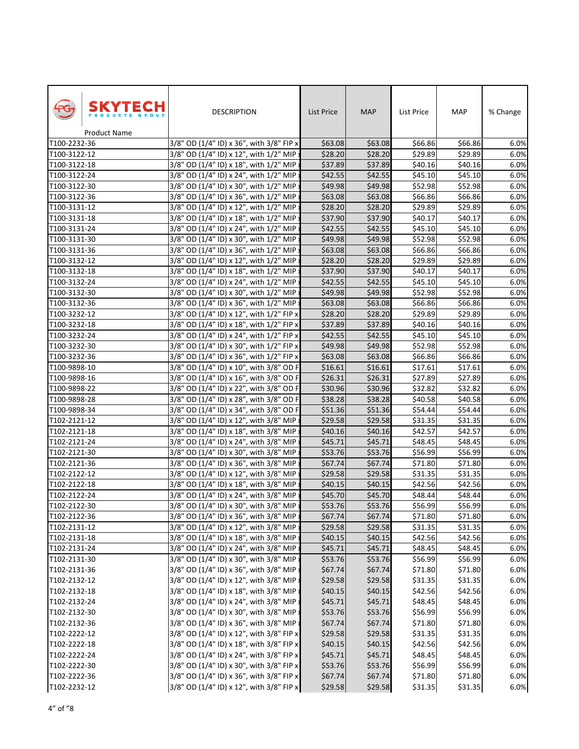| SKYTECH PRODUCTS GROUP Product Name | DESCRIPTION | List Price | MAP | List Price | MAP | % Change |
|---|---|---|---|---|---|---|
| T100-2232-36 | 3/8" OD (1/4" ID) x 36", with 3/8" FIP x | $63.08 | $63.08 | $66.86 | $66.86 | 6.0% |
| T100-3122-12 | 3/8" OD (1/4" ID) x 12", with 1/2" MIP | $28.20 | $28.20 | $29.89 | $29.89 | 6.0% |
| T100-3122-18 | 3/8" OD (1/4" ID) x 18", with 1/2" MIP | $37.89 | $37.89 | $40.16 | $40.16 | 6.0% |
| T100-3122-24 | 3/8" OD (1/4" ID) x 24", with 1/2" MIP | $42.55 | $42.55 | $45.10 | $45.10 | 6.0% |
| T100-3122-30 | 3/8" OD (1/4" ID) x 30", with 1/2" MIP | $49.98 | $49.98 | $52.98 | $52.98 | 6.0% |
| T100-3122-36 | 3/8" OD (1/4" ID) x 36", with 1/2" MIP | $63.08 | $63.08 | $66.86 | $66.86 | 6.0% |
| T100-3131-12 | 3/8" OD (1/4" ID) x 12", with 1/2" MIP | $28.20 | $28.20 | $29.89 | $29.89 | 6.0% |
| T100-3131-18 | 3/8" OD (1/4" ID) x 18", with 1/2" MIP | $37.90 | $37.90 | $40.17 | $40.17 | 6.0% |
| T100-3131-24 | 3/8" OD (1/4" ID) x 24", with 1/2" MIP | $42.55 | $42.55 | $45.10 | $45.10 | 6.0% |
| T100-3131-30 | 3/8" OD (1/4" ID) x 30", with 1/2" MIP | $49.98 | $49.98 | $52.98 | $52.98 | 6.0% |
| T100-3131-36 | 3/8" OD (1/4" ID) x 36", with 1/2" MIP | $63.08 | $63.08 | $66.86 | $66.86 | 6.0% |
| T100-3132-12 | 3/8" OD (1/4" ID) x 12", with 1/2" MIP | $28.20 | $28.20 | $29.89 | $29.89 | 6.0% |
| T100-3132-18 | 3/8" OD (1/4" ID) x 18", with 1/2" MIP | $37.90 | $37.90 | $40.17 | $40.17 | 6.0% |
| T100-3132-24 | 3/8" OD (1/4" ID) x 24", with 1/2" MIP | $42.55 | $42.55 | $45.10 | $45.10 | 6.0% |
| T100-3132-30 | 3/8" OD (1/4" ID) x 30", with 1/2" MIP | $49.98 | $49.98 | $52.98 | $52.98 | 6.0% |
| T100-3132-36 | 3/8" OD (1/4" ID) x 36", with 1/2" MIP | $63.08 | $63.08 | $66.86 | $66.86 | 6.0% |
| T100-3232-12 | 3/8" OD (1/4" ID) x 12", with 1/2" FIP x | $28.20 | $28.20 | $29.89 | $29.89 | 6.0% |
| T100-3232-18 | 3/8" OD (1/4" ID) x 18", with 1/2" FIP x | $37.89 | $37.89 | $40.16 | $40.16 | 6.0% |
| T100-3232-24 | 3/8" OD (1/4" ID) x 24", with 1/2" FIP x | $42.55 | $42.55 | $45.10 | $45.10 | 6.0% |
| T100-3232-30 | 3/8" OD (1/4" ID) x 30", with 1/2" FIP x | $49.98 | $49.98 | $52.98 | $52.98 | 6.0% |
| T100-3232-36 | 3/8" OD (1/4" ID) x 36", with 1/2" FIP x | $63.08 | $63.08 | $66.86 | $66.86 | 6.0% |
| T100-9898-10 | 3/8" OD (1/4" ID) x 10", with 3/8" OD F | $16.61 | $16.61 | $17.61 | $17.61 | 6.0% |
| T100-9898-16 | 3/8" OD (1/4" ID) x 16", with 3/8" OD F | $26.31 | $26.31 | $27.89 | $27.89 | 6.0% |
| T100-9898-22 | 3/8" OD (1/4" ID) x 22", with 3/8" OD F | $30.96 | $30.96 | $32.82 | $32.82 | 6.0% |
| T100-9898-28 | 3/8" OD (1/4" ID) x 28", with 3/8" OD F | $38.28 | $38.28 | $40.58 | $40.58 | 6.0% |
| T100-9898-34 | 3/8" OD (1/4" ID) x 34", with 3/8" OD F | $51.36 | $51.36 | $54.44 | $54.44 | 6.0% |
| T102-2121-12 | 3/8" OD (1/4" ID) x 12", with 3/8" MIP | $29.58 | $29.58 | $31.35 | $31.35 | 6.0% |
| T102-2121-18 | 3/8" OD (1/4" ID) x 18", with 3/8" MIP | $40.16 | $40.16 | $42.57 | $42.57 | 6.0% |
| T102-2121-24 | 3/8" OD (1/4" ID) x 24", with 3/8" MIP | $45.71 | $45.71 | $48.45 | $48.45 | 6.0% |
| T102-2121-30 | 3/8" OD (1/4" ID) x 30", with 3/8" MIP | $53.76 | $53.76 | $56.99 | $56.99 | 6.0% |
| T102-2121-36 | 3/8" OD (1/4" ID) x 36", with 3/8" MIP | $67.74 | $67.74 | $71.80 | $71.80 | 6.0% |
| T102-2122-12 | 3/8" OD (1/4" ID) x 12", with 3/8" MIP | $29.58 | $29.58 | $31.35 | $31.35 | 6.0% |
| T102-2122-18 | 3/8" OD (1/4" ID) x 18", with 3/8" MIP | $40.15 | $40.15 | $42.56 | $42.56 | 6.0% |
| T102-2122-24 | 3/8" OD (1/4" ID) x 24", with 3/8" MIP | $45.70 | $45.70 | $48.44 | $48.44 | 6.0% |
| T102-2122-30 | 3/8" OD (1/4" ID) x 30", with 3/8" MIP | $53.76 | $53.76 | $56.99 | $56.99 | 6.0% |
| T102-2122-36 | 3/8" OD (1/4" ID) x 36", with 3/8" MIP | $67.74 | $67.74 | $71.80 | $71.80 | 6.0% |
| T102-2131-12 | 3/8" OD (1/4" ID) x 12", with 3/8" MIP | $29.58 | $29.58 | $31.35 | $31.35 | 6.0% |
| T102-2131-18 | 3/8" OD (1/4" ID) x 18", with 3/8" MIP | $40.15 | $40.15 | $42.56 | $42.56 | 6.0% |
| T102-2131-24 | 3/8" OD (1/4" ID) x 24", with 3/8" MIP | $45.71 | $45.71 | $48.45 | $48.45 | 6.0% |
| T102-2131-30 | 3/8" OD (1/4" ID) x 30", with 3/8" MIP | $53.76 | $53.76 | $56.99 | $56.99 | 6.0% |
| T102-2131-36 | 3/8" OD (1/4" ID) x 36", with 3/8" MIP | $67.74 | $67.74 | $71.80 | $71.80 | 6.0% |
| T102-2132-12 | 3/8" OD (1/4" ID) x 12", with 3/8" MIP | $29.58 | $29.58 | $31.35 | $31.35 | 6.0% |
| T102-2132-18 | 3/8" OD (1/4" ID) x 18", with 3/8" MIP | $40.15 | $40.15 | $42.56 | $42.56 | 6.0% |
| T102-2132-24 | 3/8" OD (1/4" ID) x 24", with 3/8" MIP | $45.71 | $45.71 | $48.45 | $48.45 | 6.0% |
| T102-2132-30 | 3/8" OD (1/4" ID) x 30", with 3/8" MIP | $53.76 | $53.76 | $56.99 | $56.99 | 6.0% |
| T102-2132-36 | 3/8" OD (1/4" ID) x 36", with 3/8" MIP | $67.74 | $67.74 | $71.80 | $71.80 | 6.0% |
| T102-2222-12 | 3/8" OD (1/4" ID) x 12", with 3/8" FIP x | $29.58 | $29.58 | $31.35 | $31.35 | 6.0% |
| T102-2222-18 | 3/8" OD (1/4" ID) x 18", with 3/8" FIP x | $40.15 | $40.15 | $42.56 | $42.56 | 6.0% |
| T102-2222-24 | 3/8" OD (1/4" ID) x 24", with 3/8" FIP x | $45.71 | $45.71 | $48.45 | $48.45 | 6.0% |
| T102-2222-30 | 3/8" OD (1/4" ID) x 30", with 3/8" FIP x | $53.76 | $53.76 | $56.99 | $56.99 | 6.0% |
| T102-2222-36 | 3/8" OD (1/4" ID) x 36", with 3/8" FIP x | $67.74 | $67.74 | $71.80 | $71.80 | 6.0% |
| T102-2232-12 | 3/8" OD (1/4" ID) x 12", with 3/8" FIP x | $29.58 | $29.58 | $31.35 | $31.35 | 6.0% |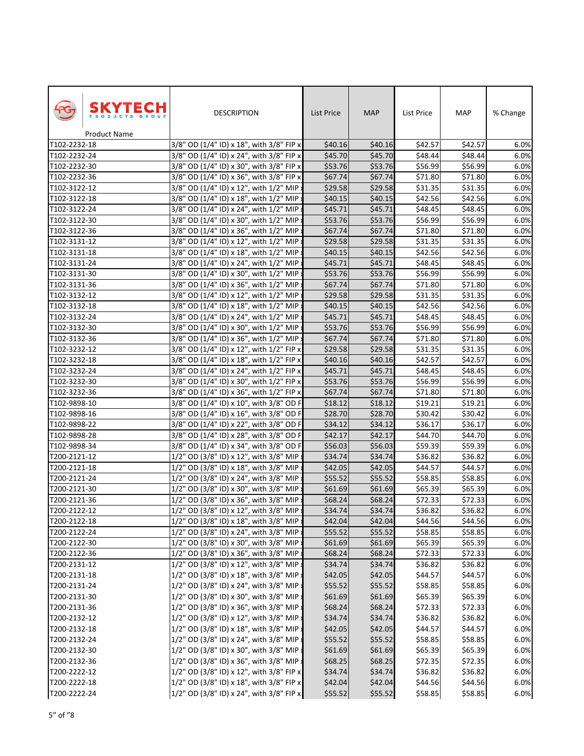| SKYTECH PRODUCTS GROUP Product Name | DESCRIPTION | List Price | MAP | List Price | MAP | % Change |
|---|---|---|---|---|---|---|
| T102-2232-18 | 3/8" OD (1/4" ID) x 18", with 3/8" FIP x | $40.16 | $40.16 | $42.57 | $42.57 | 6.0% |
| T102-2232-24 | 3/8" OD (1/4" ID) x 24", with 3/8" FIP x | $45.70 | $45.70 | $48.44 | $48.44 | 6.0% |
| T102-2232-30 | 3/8" OD (1/4" ID) x 30", with 3/8" FIP x | $53.76 | $53.76 | $56.99 | $56.99 | 6.0% |
| T102-2232-36 | 3/8" OD (1/4" ID) x 36", with 3/8" FIP x | $67.74 | $67.74 | $71.80 | $71.80 | 6.0% |
| T102-3122-12 | 3/8" OD (1/4" ID) x 12", with 1/2" MIP x | $29.58 | $29.58 | $31.35 | $31.35 | 6.0% |
| T102-3122-18 | 3/8" OD (1/4" ID) x 18", with 1/2" MIP x | $40.15 | $40.15 | $42.56 | $42.56 | 6.0% |
| T102-3122-24 | 3/8" OD (1/4" ID) x 24", with 1/2" MIP x | $45.71 | $45.71 | $48.45 | $48.45 | 6.0% |
| T102-3122-30 | 3/8" OD (1/4" ID) x 30", with 1/2" MIP x | $53.76 | $53.76 | $56.99 | $56.99 | 6.0% |
| T102-3122-36 | 3/8" OD (1/4" ID) x 36", with 1/2" MIP x | $67.74 | $67.74 | $71.80 | $71.80 | 6.0% |
| T102-3131-12 | 3/8" OD (1/4" ID) x 12", with 1/2" MIP x | $29.58 | $29.58 | $31.35 | $31.35 | 6.0% |
| T102-3131-18 | 3/8" OD (1/4" ID) x 18", with 1/2" MIP x | $40.15 | $40.15 | $42.56 | $42.56 | 6.0% |
| T102-3131-24 | 3/8" OD (1/4" ID) x 24", with 1/2" MIP x | $45.71 | $45.71 | $48.45 | $48.45 | 6.0% |
| T102-3131-30 | 3/8" OD (1/4" ID) x 30", with 1/2" MIP x | $53.76 | $53.76 | $56.99 | $56.99 | 6.0% |
| T102-3131-36 | 3/8" OD (1/4" ID) x 36", with 1/2" MIP x | $67.74 | $67.74 | $71.80 | $71.80 | 6.0% |
| T102-3132-12 | 3/8" OD (1/4" ID) x 12", with 1/2" MIP x | $29.58 | $29.58 | $31.35 | $31.35 | 6.0% |
| T102-3132-18 | 3/8" OD (1/4" ID) x 18", with 1/2" MIP x | $40.15 | $40.15 | $42.56 | $42.56 | 6.0% |
| T102-3132-24 | 3/8" OD (1/4" ID) x 24", with 1/2" MIP x | $45.71 | $45.71 | $48.45 | $48.45 | 6.0% |
| T102-3132-30 | 3/8" OD (1/4" ID) x 30", with 1/2" MIP x | $53.76 | $53.76 | $56.99 | $56.99 | 6.0% |
| T102-3132-36 | 3/8" OD (1/4" ID) x 36", with 1/2" MIP x | $67.74 | $67.74 | $71.80 | $71.80 | 6.0% |
| T102-3232-12 | 3/8" OD (1/4" ID) x 12", with 1/2" FIP x | $29.58 | $29.58 | $31.35 | $31.35 | 6.0% |
| T102-3232-18 | 3/8" OD (1/4" ID) x 18", with 1/2" FIP x | $40.16 | $40.16 | $42.57 | $42.57 | 6.0% |
| T102-3232-24 | 3/8" OD (1/4" ID) x 24", with 1/2" FIP x | $45.71 | $45.71 | $48.45 | $48.45 | 6.0% |
| T102-3232-30 | 3/8" OD (1/4" ID) x 30", with 1/2" FIP x | $53.76 | $53.76 | $56.99 | $56.99 | 6.0% |
| T102-3232-36 | 3/8" OD (1/4" ID) x 36", with 1/2" FIP x | $67.74 | $67.74 | $71.80 | $71.80 | 6.0% |
| T102-9898-10 | 3/8" OD (1/4" ID) x 10", with 3/8" OD F | $18.12 | $18.12 | $19.21 | $19.21 | 6.0% |
| T102-9898-16 | 3/8" OD (1/4" ID) x 16", with 3/8" OD F | $28.70 | $28.70 | $30.42 | $30.42 | 6.0% |
| T102-9898-22 | 3/8" OD (1/4" ID) x 22", with 3/8" OD F | $34.12 | $34.12 | $36.17 | $36.17 | 6.0% |
| T102-9898-28 | 3/8" OD (1/4" ID) x 28", with 3/8" OD F | $42.17 | $42.17 | $44.70 | $44.70 | 6.0% |
| T102-9898-34 | 3/8" OD (1/4" ID) x 34", with 3/8" OD F | $56.03 | $56.03 | $59.39 | $59.39 | 6.0% |
| T200-2121-12 | 1/2" OD (3/8" ID) x 12", with 3/8" MIP x | $34.74 | $34.74 | $36.82 | $36.82 | 6.0% |
| T200-2121-18 | 1/2" OD (3/8" ID) x 18", with 3/8" MIP x | $42.05 | $42.05 | $44.57 | $44.57 | 6.0% |
| T200-2121-24 | 1/2" OD (3/8" ID) x 24", with 3/8" MIP x | $55.52 | $55.52 | $58.85 | $58.85 | 6.0% |
| T200-2121-30 | 1/2" OD (3/8" ID) x 30", with 3/8" MIP x | $61.69 | $61.69 | $65.39 | $65.39 | 6.0% |
| T200-2121-36 | 1/2" OD (3/8" ID) x 36", with 3/8" MIP x | $68.24 | $68.24 | $72.33 | $72.33 | 6.0% |
| T200-2122-12 | 1/2" OD (3/8" ID) x 12", with 3/8" MIP x | $34.74 | $34.74 | $36.82 | $36.82 | 6.0% |
| T200-2122-18 | 1/2" OD (3/8" ID) x 18", with 3/8" MIP x | $42.04 | $42.04 | $44.56 | $44.56 | 6.0% |
| T200-2122-24 | 1/2" OD (3/8" ID) x 24", with 3/8" MIP x | $55.52 | $55.52 | $58.85 | $58.85 | 6.0% |
| T200-2122-30 | 1/2" OD (3/8" ID) x 30", with 3/8" MIP x | $61.69 | $61.69 | $65.39 | $65.39 | 6.0% |
| T200-2122-36 | 1/2" OD (3/8" ID) x 36", with 3/8" MIP x | $68.24 | $68.24 | $72.33 | $72.33 | 6.0% |
| T200-2131-12 | 1/2" OD (3/8" ID) x 12", with 3/8" MIP x | $34.74 | $34.74 | $36.82 | $36.82 | 6.0% |
| T200-2131-18 | 1/2" OD (3/8" ID) x 18", with 3/8" MIP x | $42.05 | $42.05 | $44.57 | $44.57 | 6.0% |
| T200-2131-24 | 1/2" OD (3/8" ID) x 24", with 3/8" MIP x | $55.52 | $55.52 | $58.85 | $58.85 | 6.0% |
| T200-2131-30 | 1/2" OD (3/8" ID) x 30", with 3/8" MIP x | $61.69 | $61.69 | $65.39 | $65.39 | 6.0% |
| T200-2131-36 | 1/2" OD (3/8" ID) x 36", with 3/8" MIP x | $68.24 | $68.24 | $72.33 | $72.33 | 6.0% |
| T200-2132-12 | 1/2" OD (3/8" ID) x 12", with 3/8" MIP x | $34.74 | $34.74 | $36.82 | $36.82 | 6.0% |
| T200-2132-18 | 1/2" OD (3/8" ID) x 18", with 3/8" MIP x | $42.05 | $42.05 | $44.57 | $44.57 | 6.0% |
| T200-2132-24 | 1/2" OD (3/8" ID) x 24", with 3/8" MIP x | $55.52 | $55.52 | $58.85 | $58.85 | 6.0% |
| T200-2132-30 | 1/2" OD (3/8" ID) x 30", with 3/8" MIP x | $61.69 | $61.69 | $65.39 | $65.39 | 6.0% |
| T200-2132-36 | 1/2" OD (3/8" ID) x 36", with 3/8" MIP x | $68.25 | $68.25 | $72.35 | $72.35 | 6.0% |
| T200-2222-12 | 1/2" OD (3/8" ID) x 12", with 3/8" FIP x | $34.74 | $34.74 | $36.82 | $36.82 | 6.0% |
| T200-2222-18 | 1/2" OD (3/8" ID) x 18", with 3/8" FIP x | $42.04 | $42.04 | $44.56 | $44.56 | 6.0% |
| T200-2222-24 | 1/2" OD (3/8" ID) x 24", with 3/8" FIP x | $55.52 | $55.52 | $58.85 | $58.85 | 6.0% |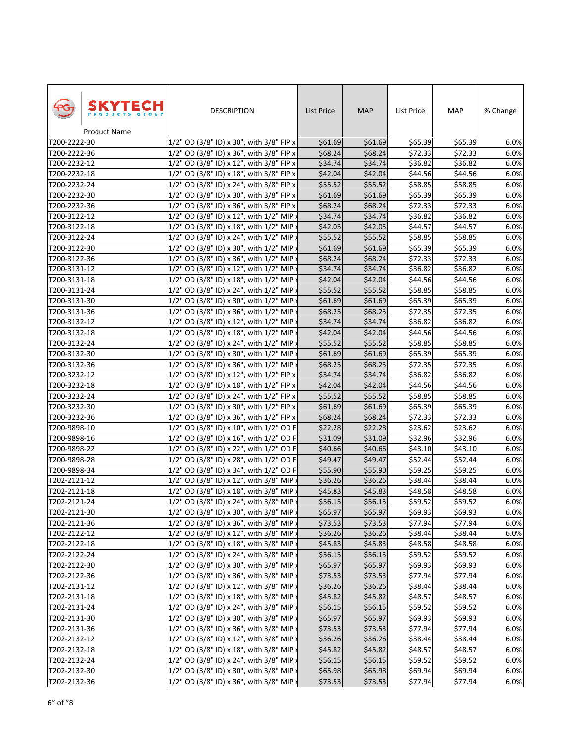| SKYTECH PRODUCTS GROUP Product Name | DESCRIPTION | List Price | MAP | List Price | MAP | % Change |
|---|---|---|---|---|---|---|
| T200-2222-30 | 1/2" OD (3/8" ID) x 30", with 3/8" FIP x | $61.69 | $61.69 | $65.39 | $65.39 | 6.0% |
| T200-2222-36 | 1/2" OD (3/8" ID) x 36", with 3/8" FIP x | $68.24 | $68.24 | $72.33 | $72.33 | 6.0% |
| T200-2232-12 | 1/2" OD (3/8" ID) x 12", with 3/8" FIP x | $34.74 | $34.74 | $36.82 | $36.82 | 6.0% |
| T200-2232-18 | 1/2" OD (3/8" ID) x 18", with 3/8" FIP x | $42.04 | $42.04 | $44.56 | $44.56 | 6.0% |
| T200-2232-24 | 1/2" OD (3/8" ID) x 24", with 3/8" FIP x | $55.52 | $55.52 | $58.85 | $58.85 | 6.0% |
| T200-2232-30 | 1/2" OD (3/8" ID) x 30", with 3/8" FIP x | $61.69 | $61.69 | $65.39 | $65.39 | 6.0% |
| T200-2232-36 | 1/2" OD (3/8" ID) x 36", with 3/8" FIP x | $68.24 | $68.24 | $72.33 | $72.33 | 6.0% |
| T200-3122-12 | 1/2" OD (3/8" ID) x 12", with 1/2" MIP | $34.74 | $34.74 | $36.82 | $36.82 | 6.0% |
| T200-3122-18 | 1/2" OD (3/8" ID) x 18", with 1/2" MIP | $42.05 | $42.05 | $44.57 | $44.57 | 6.0% |
| T200-3122-24 | 1/2" OD (3/8" ID) x 24", with 1/2" MIP | $55.52 | $55.52 | $58.85 | $58.85 | 6.0% |
| T200-3122-30 | 1/2" OD (3/8" ID) x 30", with 1/2" MIP | $61.69 | $61.69 | $65.39 | $65.39 | 6.0% |
| T200-3122-36 | 1/2" OD (3/8" ID) x 36", with 1/2" MIP | $68.24 | $68.24 | $72.33 | $72.33 | 6.0% |
| T200-3131-12 | 1/2" OD (3/8" ID) x 12", with 1/2" MIP | $34.74 | $34.74 | $36.82 | $36.82 | 6.0% |
| T200-3131-18 | 1/2" OD (3/8" ID) x 18", with 1/2" MIP | $42.04 | $42.04 | $44.56 | $44.56 | 6.0% |
| T200-3131-24 | 1/2" OD (3/8" ID) x 24", with 1/2" MIP | $55.52 | $55.52 | $58.85 | $58.85 | 6.0% |
| T200-3131-30 | 1/2" OD (3/8" ID) x 30", with 1/2" MIP | $61.69 | $61.69 | $65.39 | $65.39 | 6.0% |
| T200-3131-36 | 1/2" OD (3/8" ID) x 36", with 1/2" MIP | $68.25 | $68.25 | $72.35 | $72.35 | 6.0% |
| T200-3132-12 | 1/2" OD (3/8" ID) x 12", with 1/2" MIP | $34.74 | $34.74 | $36.82 | $36.82 | 6.0% |
| T200-3132-18 | 1/2" OD (3/8" ID) x 18", with 1/2" MIP | $42.04 | $42.04 | $44.56 | $44.56 | 6.0% |
| T200-3132-24 | 1/2" OD (3/8" ID) x 24", with 1/2" MIP | $55.52 | $55.52 | $58.85 | $58.85 | 6.0% |
| T200-3132-30 | 1/2" OD (3/8" ID) x 30", with 1/2" MIP | $61.69 | $61.69 | $65.39 | $65.39 | 6.0% |
| T200-3132-36 | 1/2" OD (3/8" ID) x 36", with 1/2" MIP | $68.25 | $68.25 | $72.35 | $72.35 | 6.0% |
| T200-3232-12 | 1/2" OD (3/8" ID) x 12", with 1/2" FIP x | $34.74 | $34.74 | $36.82 | $36.82 | 6.0% |
| T200-3232-18 | 1/2" OD (3/8" ID) x 18", with 1/2" FIP x | $42.04 | $42.04 | $44.56 | $44.56 | 6.0% |
| T200-3232-24 | 1/2" OD (3/8" ID) x 24", with 1/2" FIP x | $55.52 | $55.52 | $58.85 | $58.85 | 6.0% |
| T200-3232-30 | 1/2" OD (3/8" ID) x 30", with 1/2" FIP x | $61.69 | $61.69 | $65.39 | $65.39 | 6.0% |
| T200-3232-36 | 1/2" OD (3/8" ID) x 36", with 1/2" FIP x | $68.24 | $68.24 | $72.33 | $72.33 | 6.0% |
| T200-9898-10 | 1/2" OD (3/8" ID) x 10", with 1/2" OD F | $22.28 | $22.28 | $23.62 | $23.62 | 6.0% |
| T200-9898-16 | 1/2" OD (3/8" ID) x 16", with 1/2" OD F | $31.09 | $31.09 | $32.96 | $32.96 | 6.0% |
| T200-9898-22 | 1/2" OD (3/8" ID) x 22", with 1/2" OD F | $40.66 | $40.66 | $43.10 | $43.10 | 6.0% |
| T200-9898-28 | 1/2" OD (3/8" ID) x 28", with 1/2" OD F | $49.47 | $49.47 | $52.44 | $52.44 | 6.0% |
| T200-9898-34 | 1/2" OD (3/8" ID) x 34", with 1/2" OD F | $55.90 | $55.90 | $59.25 | $59.25 | 6.0% |
| T202-2121-12 | 1/2" OD (3/8" ID) x 12", with 3/8" MIP | $36.26 | $36.26 | $38.44 | $38.44 | 6.0% |
| T202-2121-18 | 1/2" OD (3/8" ID) x 18", with 3/8" MIP | $45.83 | $45.83 | $48.58 | $48.58 | 6.0% |
| T202-2121-24 | 1/2" OD (3/8" ID) x 24", with 3/8" MIP | $56.15 | $56.15 | $59.52 | $59.52 | 6.0% |
| T202-2121-30 | 1/2" OD (3/8" ID) x 30", with 3/8" MIP | $65.97 | $65.97 | $69.93 | $69.93 | 6.0% |
| T202-2121-36 | 1/2" OD (3/8" ID) x 36", with 3/8" MIP | $73.53 | $73.53 | $77.94 | $77.94 | 6.0% |
| T202-2122-12 | 1/2" OD (3/8" ID) x 12", with 3/8" MIP | $36.26 | $36.26 | $38.44 | $38.44 | 6.0% |
| T202-2122-18 | 1/2" OD (3/8" ID) x 18", with 3/8" MIP | $45.83 | $45.83 | $48.58 | $48.58 | 6.0% |
| T202-2122-24 | 1/2" OD (3/8" ID) x 24", with 3/8" MIP | $56.15 | $56.15 | $59.52 | $59.52 | 6.0% |
| T202-2122-30 | 1/2" OD (3/8" ID) x 30", with 3/8" MIP | $65.97 | $65.97 | $69.93 | $69.93 | 6.0% |
| T202-2122-36 | 1/2" OD (3/8" ID) x 36", with 3/8" MIP | $73.53 | $73.53 | $77.94 | $77.94 | 6.0% |
| T202-2131-12 | 1/2" OD (3/8" ID) x 12", with 3/8" MIP | $36.26 | $36.26 | $38.44 | $38.44 | 6.0% |
| T202-2131-18 | 1/2" OD (3/8" ID) x 18", with 3/8" MIP | $45.82 | $45.82 | $48.57 | $48.57 | 6.0% |
| T202-2131-24 | 1/2" OD (3/8" ID) x 24", with 3/8" MIP | $56.15 | $56.15 | $59.52 | $59.52 | 6.0% |
| T202-2131-30 | 1/2" OD (3/8" ID) x 30", with 3/8" MIP | $65.97 | $65.97 | $69.93 | $69.93 | 6.0% |
| T202-2131-36 | 1/2" OD (3/8" ID) x 36", with 3/8" MIP | $73.53 | $73.53 | $77.94 | $77.94 | 6.0% |
| T202-2132-12 | 1/2" OD (3/8" ID) x 12", with 3/8" MIP | $36.26 | $36.26 | $38.44 | $38.44 | 6.0% |
| T202-2132-18 | 1/2" OD (3/8" ID) x 18", with 3/8" MIP | $45.82 | $45.82 | $48.57 | $48.57 | 6.0% |
| T202-2132-24 | 1/2" OD (3/8" ID) x 24", with 3/8" MIP | $56.15 | $56.15 | $59.52 | $59.52 | 6.0% |
| T202-2132-30 | 1/2" OD (3/8" ID) x 30", with 3/8" MIP | $65.98 | $65.98 | $69.94 | $69.94 | 6.0% |
| T202-2132-36 | 1/2" OD (3/8" ID) x 36", with 3/8" MIP | $73.53 | $73.53 | $77.94 | $77.94 | 6.0% |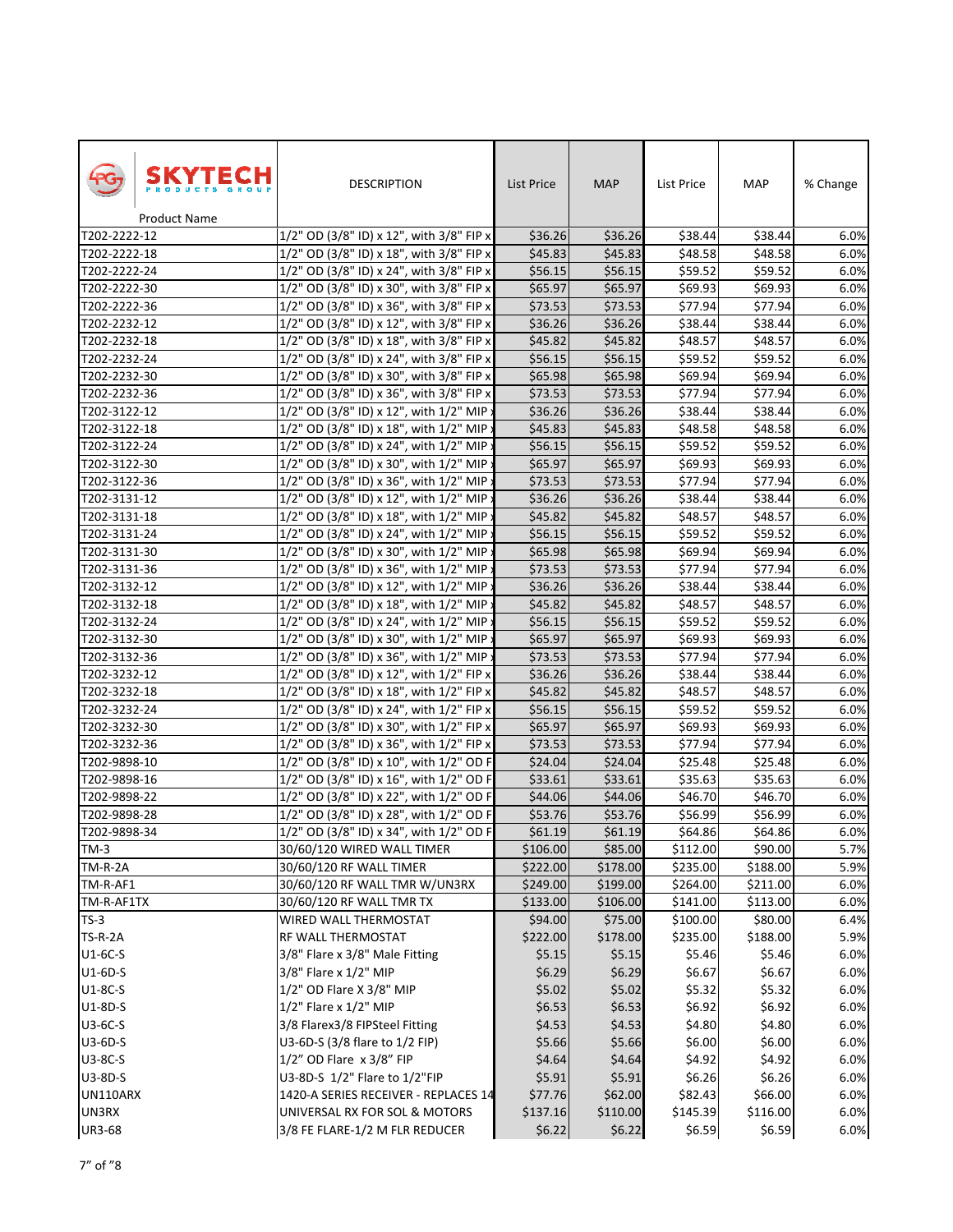| SKYTECH PRODUCTS GROUP Product Name | DESCRIPTION | List Price | MAP | List Price | MAP | % Change |
|---|---|---|---|---|---|---|
| T202-2222-12 | 1/2" OD (3/8" ID) x 12", with 3/8" FIP x | $36.26 | $36.26 | $38.44 | $38.44 | 6.0% |
| T202-2222-18 | 1/2" OD (3/8" ID) x 18", with 3/8" FIP x | $45.83 | $45.83 | $48.58 | $48.58 | 6.0% |
| T202-2222-24 | 1/2" OD (3/8" ID) x 24", with 3/8" FIP x | $56.15 | $56.15 | $59.52 | $59.52 | 6.0% |
| T202-2222-30 | 1/2" OD (3/8" ID) x 30", with 3/8" FIP x | $65.97 | $65.97 | $69.93 | $69.93 | 6.0% |
| T202-2222-36 | 1/2" OD (3/8" ID) x 36", with 3/8" FIP x | $73.53 | $73.53 | $77.94 | $77.94 | 6.0% |
| T202-2232-12 | 1/2" OD (3/8" ID) x 12", with 3/8" FIP x | $36.26 | $36.26 | $38.44 | $38.44 | 6.0% |
| T202-2232-18 | 1/2" OD (3/8" ID) x 18", with 3/8" FIP x | $45.82 | $45.82 | $48.57 | $48.57 | 6.0% |
| T202-2232-24 | 1/2" OD (3/8" ID) x 24", with 3/8" FIP x | $56.15 | $56.15 | $59.52 | $59.52 | 6.0% |
| T202-2232-30 | 1/2" OD (3/8" ID) x 30", with 3/8" FIP x | $65.98 | $65.98 | $69.94 | $69.94 | 6.0% |
| T202-2232-36 | 1/2" OD (3/8" ID) x 36", with 3/8" FIP x | $73.53 | $73.53 | $77.94 | $77.94 | 6.0% |
| T202-3122-12 | 1/2" OD (3/8" ID) x 12", with 1/2" MIP | $36.26 | $36.26 | $38.44 | $38.44 | 6.0% |
| T202-3122-18 | 1/2" OD (3/8" ID) x 18", with 1/2" MIP | $45.83 | $45.83 | $48.58 | $48.58 | 6.0% |
| T202-3122-24 | 1/2" OD (3/8" ID) x 24", with 1/2" MIP | $56.15 | $56.15 | $59.52 | $59.52 | 6.0% |
| T202-3122-30 | 1/2" OD (3/8" ID) x 30", with 1/2" MIP | $65.97 | $65.97 | $69.93 | $69.93 | 6.0% |
| T202-3122-36 | 1/2" OD (3/8" ID) x 36", with 1/2" MIP | $73.53 | $73.53 | $77.94 | $77.94 | 6.0% |
| T202-3131-12 | 1/2" OD (3/8" ID) x 12", with 1/2" MIP | $36.26 | $36.26 | $38.44 | $38.44 | 6.0% |
| T202-3131-18 | 1/2" OD (3/8" ID) x 18", with 1/2" MIP | $45.82 | $45.82 | $48.57 | $48.57 | 6.0% |
| T202-3131-24 | 1/2" OD (3/8" ID) x 24", with 1/2" MIP | $56.15 | $56.15 | $59.52 | $59.52 | 6.0% |
| T202-3131-30 | 1/2" OD (3/8" ID) x 30", with 1/2" MIP | $65.98 | $65.98 | $69.94 | $69.94 | 6.0% |
| T202-3131-36 | 1/2" OD (3/8" ID) x 36", with 1/2" MIP | $73.53 | $73.53 | $77.94 | $77.94 | 6.0% |
| T202-3132-12 | 1/2" OD (3/8" ID) x 12", with 1/2" MIP | $36.26 | $36.26 | $38.44 | $38.44 | 6.0% |
| T202-3132-18 | 1/2" OD (3/8" ID) x 18", with 1/2" MIP | $45.82 | $45.82 | $48.57 | $48.57 | 6.0% |
| T202-3132-24 | 1/2" OD (3/8" ID) x 24", with 1/2" MIP | $56.15 | $56.15 | $59.52 | $59.52 | 6.0% |
| T202-3132-30 | 1/2" OD (3/8" ID) x 30", with 1/2" MIP | $65.97 | $65.97 | $69.93 | $69.93 | 6.0% |
| T202-3132-36 | 1/2" OD (3/8" ID) x 36", with 1/2" MIP | $73.53 | $73.53 | $77.94 | $77.94 | 6.0% |
| T202-3232-12 | 1/2" OD (3/8" ID) x 12", with 1/2" FIP x | $36.26 | $36.26 | $38.44 | $38.44 | 6.0% |
| T202-3232-18 | 1/2" OD (3/8" ID) x 18", with 1/2" FIP x | $45.82 | $45.82 | $48.57 | $48.57 | 6.0% |
| T202-3232-24 | 1/2" OD (3/8" ID) x 24", with 1/2" FIP x | $56.15 | $56.15 | $59.52 | $59.52 | 6.0% |
| T202-3232-30 | 1/2" OD (3/8" ID) x 30", with 1/2" FIP x | $65.97 | $65.97 | $69.93 | $69.93 | 6.0% |
| T202-3232-36 | 1/2" OD (3/8" ID) x 36", with 1/2" FIP x | $73.53 | $73.53 | $77.94 | $77.94 | 6.0% |
| T202-9898-10 | 1/2" OD (3/8" ID) x 10", with 1/2" OD F | $24.04 | $24.04 | $25.48 | $25.48 | 6.0% |
| T202-9898-16 | 1/2" OD (3/8" ID) x 16", with 1/2" OD F | $33.61 | $33.61 | $35.63 | $35.63 | 6.0% |
| T202-9898-22 | 1/2" OD (3/8" ID) x 22", with 1/2" OD F | $44.06 | $44.06 | $46.70 | $46.70 | 6.0% |
| T202-9898-28 | 1/2" OD (3/8" ID) x 28", with 1/2" OD F | $53.76 | $53.76 | $56.99 | $56.99 | 6.0% |
| T202-9898-34 | 1/2" OD (3/8" ID) x 34", with 1/2" OD F | $61.19 | $61.19 | $64.86 | $64.86 | 6.0% |
| TM-3 | 30/60/120 WIRED WALL TIMER | $106.00 | $85.00 | $112.00 | $90.00 | 5.7% |
| TM-R-2A | 30/60/120 RF WALL TIMER | $222.00 | $178.00 | $235.00 | $188.00 | 5.9% |
| TM-R-AF1 | 30/60/120 RF WALL TMR W/UN3RX | $249.00 | $199.00 | $264.00 | $211.00 | 6.0% |
| TM-R-AF1TX | 30/60/120 RF WALL TMR TX | $133.00 | $106.00 | $141.00 | $113.00 | 6.0% |
| TS-3 | WIRED WALL THERMOSTAT | $94.00 | $75.00 | $100.00 | $80.00 | 6.4% |
| TS-R-2A | RF WALL THERMOSTAT | $222.00 | $178.00 | $235.00 | $188.00 | 5.9% |
| U1-6C-S | 3/8" Flare x 3/8" Male Fitting | $5.15 | $5.15 | $5.46 | $5.46 | 6.0% |
| U1-6D-S | 3/8" Flare x 1/2" MIP | $6.29 | $6.29 | $6.67 | $6.67 | 6.0% |
| U1-8C-S | 1/2" OD Flare X 3/8" MIP | $5.02 | $5.02 | $5.32 | $5.32 | 6.0% |
| U1-8D-S | 1/2" Flare x 1/2" MIP | $6.53 | $6.53 | $6.92 | $6.92 | 6.0% |
| U3-6C-S | 3/8 Flarex3/8 FIPSteel Fitting | $4.53 | $4.53 | $4.80 | $4.80 | 6.0% |
| U3-6D-S | U3-6D-S (3/8 flare to 1/2 FIP) | $5.66 | $5.66 | $6.00 | $6.00 | 6.0% |
| U3-8C-S | 1/2" OD Flare x 3/8" FIP | $4.64 | $4.64 | $4.92 | $4.92 | 6.0% |
| U3-8D-S | U3-8D-S 1/2" Flare to 1/2"FIP | $5.91 | $5.91 | $6.26 | $6.26 | 6.0% |
| UN110ARX | 1420-A SERIES RECEIVER - REPLACES 14 | $77.76 | $62.00 | $82.43 | $66.00 | 6.0% |
| UN3RX | UNIVERSAL RX FOR SOL & MOTORS | $137.16 | $110.00 | $145.39 | $116.00 | 6.0% |
| UR3-68 | 3/8 FE FLARE-1/2 M FLR REDUCER | $6.22 | $6.22 | $6.59 | $6.59 | 6.0% |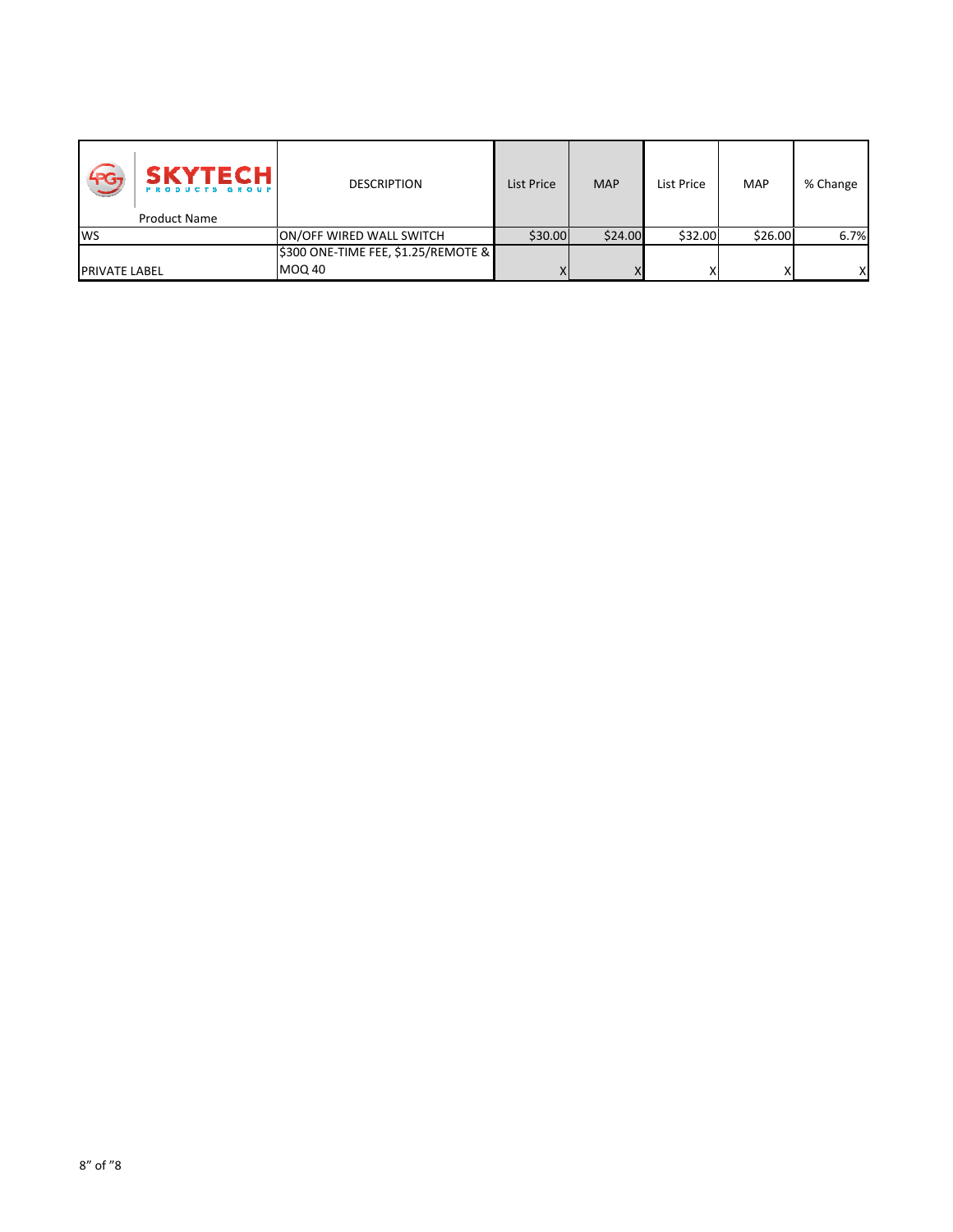| SKYTECH PRODUCTS GROUP Product Name | DESCRIPTION | List Price | MAP | List Price | MAP | % Change |
|---|---|---|---|---|---|---|
| WS | ON/OFF WIRED WALL SWITCH | $30.00 | $24.00 | $32.00 | $26.00 | 6.7% |
| PRIVATE LABEL | $300 ONE-TIME FEE, $1.25/REMOTE & MOQ 40 | X | X | X | X | X |